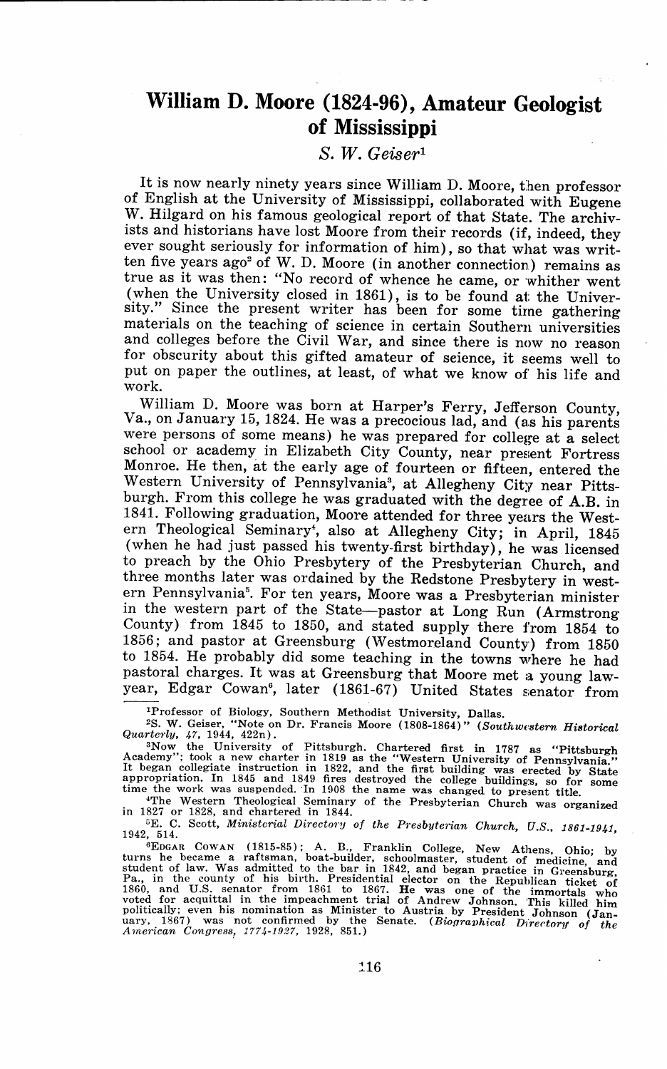# William D. Moore (1824-96), Amateur Geologist of Mississippi

*S. W. Geiser*[1]

It is now nearly ninety years since William D. Moore, then professor of English at the University of Mississippi, collaborated with Eugene W. Hilgard on his famous geological report of that State. The archivists and historians have lost Moore from their records (if, indeed, they ever sought seriously for information of him), so that what was written five years ago[2] of W. D. Moore (in another connection) remains as true as it was then: "No record of whence he came, or whither went (when the University closed in 1861), is to be found at the University." Since the present writer has been for some time gathering materials on the teaching of science in certain Southern universities and colleges before the Civil War, and since there is now no reason for obscurity about this gifted amateur of science, it seems well to put on paper the outlines, at least, of what we know of his life and work.

William D. Moore was born at Harper's Ferry, Jefferson County, Va., on January 15, 1824. He was a precocious lad, and (as his parents were persons of some means) he was prepared for college at a select school or academy in Elizabeth City County, near present Fortress Monroe. He then, at the early age of fourteen or fifteen, entered the Western University of Pennsylvania[3], at Allegheny City near Pittsburgh. From this college he was graduated with the degree of A.B. in 1841. Following graduation, Moore attended for three years the Western Theological Seminary[4], also at Allegheny City; in April, 1845 (when he had just passed his twenty-first birthday), he was licensed to preach by the Ohio Presbytery of the Presbyterian Church, and three months later was ordained by the Redstone Presbytery in western Pennsylvania[5]. For ten years, Moore was a Presbyterian minister in the western part of the State—pastor at Long Run (Armstrong County) from 1845 to 1850, and stated supply there from 1854 to 1856; and pastor at Greensburg (Westmoreland County) from 1850 to 1854. He probably did some teaching in the towns where he had pastoral charges. It was at Greensburg that Moore met a young lawyear, Edgar Cowan[6], later (1861-67) United States senator from

---

[1]Professor of Biology, Southern Methodist University, Dallas.

[2]S. W. Geiser, "Note on Dr. Francis Moore (1808-1864)" (*Southwestern Historical Quarterly, 47*, 1944, 422n).

[3]Now the University of Pittsburgh. Chartered first in 1787 as "Pittsburgh Academy"; took a new charter in 1819 as the "Western University of Pennsylvania." It began collegiate instruction in 1822, and the first building was erected by State appropriation. In 1845 and 1849 fires destroyed the college buildings, so for some time the work was suspended. In 1908 the name was changed to present title.

[4]The Western Theological Seminary of the Presbyterian Church was organized in 1827 or 1828, and chartered in 1844.

[5]E. C. Scott, *Ministerial Directory of the Presbyterian Church, U.S., 1861-1941*, 1942, 514.

[6]EDGAR COWAN (1815-85); A. B., Franklin College, New Athens, Ohio; by turns he became a raftsman, boat-builder, schoolmaster, student of medicine, and student of law. Was admitted to the bar in 1842, and began practice in Greensburg, Pa., in the county of his birth. Presidential elector on the Republican ticket of 1860, and U.S. senator from 1861 to 1867. He was one of the immortals who voted for acquittal in the impeachment trial of Andrew Johnson. This killed him politically; even his nomination as Minister to Austria by President Johnson (January, 1867) was not confirmed by the Senate. (*Biographical Directory of the American Congress, 1774-1927*, 1928, 851.)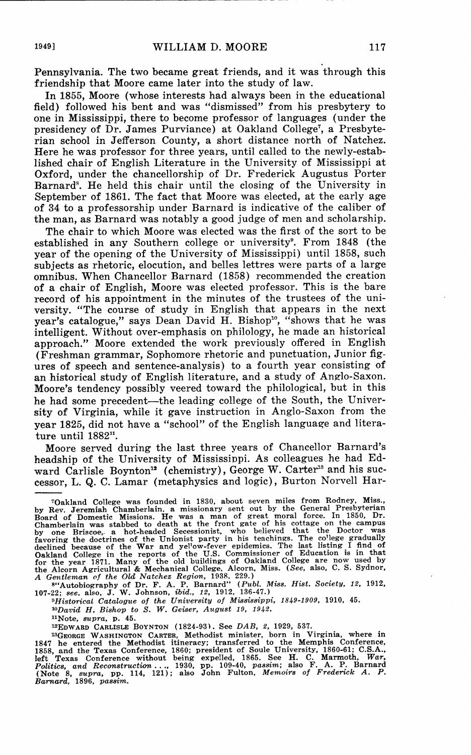Pennsylvania. The two became great friends, and it was through this friendship that Moore came later into the study of law.

In 1855, Moore (whose interests had always been in the educational field) followed his bent and was "dismissed" from his presbytery to one in Mississippi, there to become professor of languages (under the presidency of Dr. James Purviance) at Oakland College[7], a Presbyterian school in Jefferson County, a short distance north of Natchez. Here he was professor for three years, until called to the newly-established chair of English Literature in the University of Mississippi at Oxford, under the chancellorship of Dr. Frederick Augustus Porter Barnard[8]. He held this chair until the closing of the University in September of 1861. The fact that Moore was elected, at the early age of 34 to a professorship under Barnard is indicative of the caliber of the man, as Barnard was notably a good judge of men and scholarship.

The chair to which Moore was elected was the first of the sort to be established in any Southern college or university[9]. From 1848 (the year of the opening of the University of Mississippi) until 1858, such subjects as rhetoric, elocution, and belles lettres were parts of a large omnibus. When Chancellor Barnard (1858) recommended the creation of a chair of English, Moore was elected professor. This is the bare record of his appointment in the minutes of the trustees of the university. "The course of study in English that appears in the next year's catalogue," says Dean David H. Bishop[10], "shows that he was intelligent. Without over-emphasis on philology, he made an historical approach." Moore extended the work previously offered in English (Freshman grammar, Sophomore rhetoric and punctuation, Junior figures of speech and sentence-analysis) to a fourth year consisting of an historical study of English literature, and a study of Anglo-Saxon. Moore's tendency possibly veered toward the philological, but in this he had some precedent—the leading college of the South, the University of Virginia, while it gave instruction in Anglo-Saxon from the year 1825, did not have a "school" of the English language and literature until 1882[11].

Moore served during the last three years of Chancellor Barnard's headship of the University of Mississippi. As colleagues he had Edward Carlisle Boynton[12] (chemistry), George W. Carter[13] and his successor, L. Q. C. Lamar (metaphysics and logic), Burton Norvell Har-

---

[7]Oakland College was founded in 1830, about seven miles from Rodney, Miss., by Rev. Jeremiah Chamberlain, a missionary sent out by the General Presbyterian Board of Domestic Missions. He was a man of great moral force. In 1850, Dr. Chamberlain was stabbed to death at the front gate of his cottage on the campus by one Briscoe, a hot-headed Secessionist, who believed that the Doctor was favoring the doctrines of the Unionist party in his teachings. The college gradually declined because of the War and yellow-fever epidemics. The last listing I find of Oakland College in the reports of the U.S. Commissioner of Education is in that for the year 1871. Many of the old buildings of Oakland College are now used by the Alcorn Agricultural & Mechanical College, Alcorn, Miss. (*See*, also, C. S. Sydnor, *A Gentleman of the Old Natchez Region*, 1938, 229.)

[8]"Autobiography of Dr. F. A. P. Barnard" (*Publ. Miss. Hist. Society*, *12*, 1912, 107-22; *see*, also, J. W. Johnson, *ibid.*, *12*, 1912, 136-47.)

[9]*Historical Catalogue of the University of Mississippi, 1849-1909*, 1910, 45.

[10]*David H. Bishop to S. W. Geiser, August 19, 1942.*

[11]Note, *supra*, p. 45.

[12]EDWARD CARLISLE BOYNTON (1824-93). See *DAB*, *2*, 1929, 537.

[13]GEORGE WASHINGTON CARTER, Methodist minister, born in Virginia, where in 1847 he entered the Methodist itineracy; transferred to the Memphis Conference, 1858, and the Texas Conference, 1860; president of Soule University, 1860-61; C.S.A., left Texas Conference without being expelled, 1865. See H. C. Marmoth, *War, Politics, and Reconstruction* . . ., 1930, pp. 109-40, *passim*; also F. A. P. Barnard (Note 8, *supra*, pp. 114, 121); also John Fulton, *Memoirs of Frederick A. P. Barnard*, 1896, *passim*.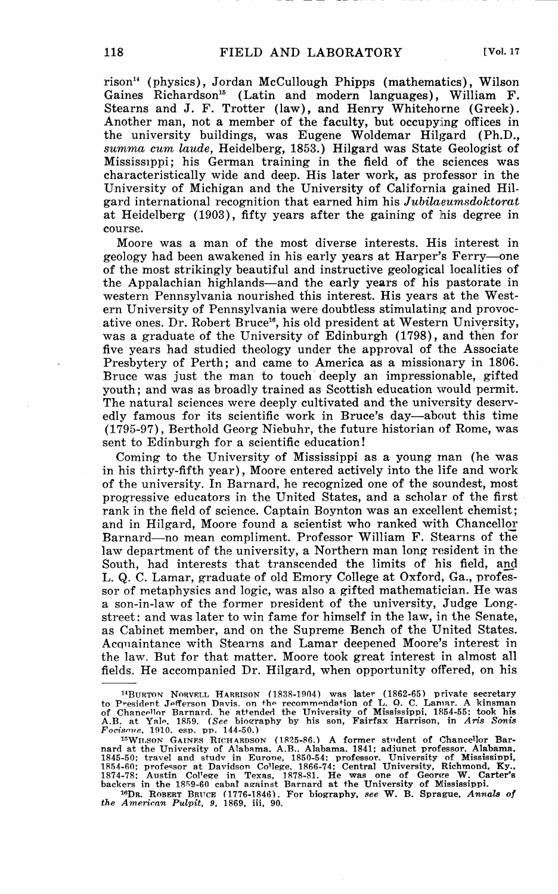rison[14] (physics), Jordan McCullough Phipps (mathematics), Wilson Gaines Richardson[15] (Latin and modern languages), William F. Stearns and J. F. Trotter (law), and Henry Whitehorne (Greek). Another man, not a member of the faculty, but occupying offices in the university buildings, was Eugene Woldemar Hilgard (Ph.D., *summa cum laude*, Heidelberg, 1853.) Hilgard was State Geologist of Mississippi; his German training in the field of the sciences was characteristically wide and deep. His later work, as professor in the University of Michigan and the University of California gained Hilgard international recognition that earned him his *Jubilaeumsdoktorat* at Heidelberg (1903), fifty years after the gaining of his degree in course.

Moore was a man of the most diverse interests. His interest in geology had been awakened in his early years at Harper's Ferry—one of the most strikingly beautiful and instructive geological localities of the Appalachian highlands—and the early years of his pastorate in western Pennsylvania nourished this interest. His years at the Western University of Pennsylvania were doubtless stimulating and provocative ones. Dr. Robert Bruce[16], his old president at Western University, was a graduate of the University of Edinburgh (1798), and then for five years had studied theology under the approval of the Associate Presbytery of Perth; and came to America as a missionary in 1806. Bruce was just the man to touch deeply an impressionable, gifted youth; and was as broadly trained as Scottish education would permit. The natural sciences were deeply cultivated and the university deservedly famous for its scientific work in Bruce's day—about this time (1795-97), Berthold Georg Niebuhr, the future historian of Rome, was sent to Edinburgh for a scientific education!

Coming to the University of Mississippi as a young man (he was in his thirty-fifth year), Moore entered actively into the life and work of the university. In Barnard, he recognized one of the soundest, most progressive educators in the United States, and a scholar of the first rank in the field of science. Captain Boynton was an excellent chemist; and in Hilgard, Moore found a scientist who ranked with Chancellor Barnard—no mean compliment. Professor William F. Stearns of the law department of the university, a Northern man long resident in the South, had interests that transcended the limits of his field, and L. Q. C. Lamar, graduate of old Emory College at Oxford, Ga., professor of metaphysics and logic, was also a gifted mathematician. He was a son-in-law of the former president of the university, Judge Longstreet; and was later to win fame for himself in the law, in the Senate, as Cabinet member, and on the Supreme Bench of the United States. Acquaintance with Stearns and Lamar deepened Moore's interest in the law. But for that matter, Moore took great interest in almost all fields. He accompanied Dr. Hilgard, when opportunity offered, on his

---

[14] Burton Norvell Harrison (1838-1904) was later (1862-65) private secretary to President Jefferson Davis. on the recommendation of L. Q. C. Lamar. A kinsman of Chancellor Barnard. he attended the University of Mississippi, 1854-55; took his A.B. at Yale, 1859. (*See* biography by his son, Fairfax Harrison, in *Aris Sonis Focisque*, 1910. esp. pp. 144-50.)

[15] Wilson Gaines Richardson (1825-86.) A former student of Chancellor Barnard at the University of Alabama. A.B., Alabama. 1841; adjunct professor, Alabama, 1845-50; travel and study in Europe, 1850-54; professor, University of Mississippi, 1854-60; professor at Davidson College, 1866-74; Central University, Richmond, Ky., 1874-78; Austin College in Texas, 1878-81. He was one of George W. Carter's backers in the 1859-60 cabal against Barnard at the University of Mississippi.

[16] Dr. Robert Bruce (1776-1846). For biography, *see* W. B. Sprague, *Annals of the American Pulpit*, 9, 1869, iii, 90.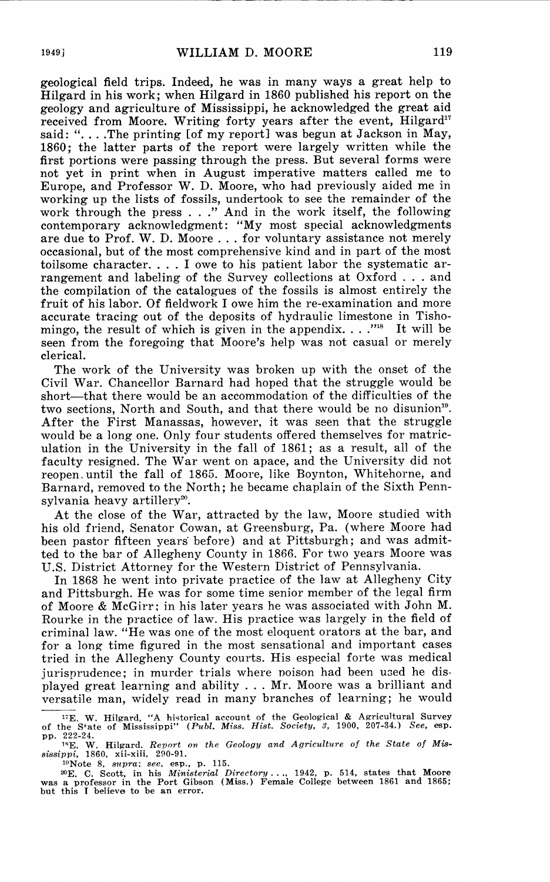geological field trips. Indeed, he was in many ways a great help to Hilgard in his work; when Hilgard in 1860 published his report on the geology and agriculture of Mississippi, he acknowledged the great aid received from Moore. Writing forty years after the event, Hilgard[17] said: ". . . .The printing [of my report] was begun at Jackson in May, 1860; the latter parts of the report were largely written while the first portions were passing through the press. But several forms were not yet in print when in August imperative matters called me to Europe, and Professor W. D. Moore, who had previously aided me in working up the lists of fossils, undertook to see the remainder of the work through the press . . ." And in the work itself, the following contemporary acknowledgment: "My most special acknowledgments are due to Prof. W. D. Moore . . . for voluntary assistance not merely occasional, but of the most comprehensive kind and in part of the most toilsome character. . . . I owe to his patient labor the systematic arrangement and labeling of the Survey collections at Oxford . . . and the compilation of the catalogues of the fossils is almost entirely the fruit of his labor. Of fieldwork I owe him the re-examination and more accurate tracing out of the deposits of hydraulic limestone in Tishomingo, the result of which is given in the appendix. . . ."[18] It will be seen from the foregoing that Moore's help was not casual or merely clerical.

The work of the University was broken up with the onset of the Civil War. Chancellor Barnard had hoped that the struggle would be short—that there would be an accommodation of the difficulties of the two sections, North and South, and that there would be no disunion[19]. After the First Manassas, however, it was seen that the struggle would be a long one. Only four students offered themselves for matriculation in the University in the fall of 1861; as a result, all of the faculty resigned. The War went on apace, and the University did not reopen until the fall of 1865. Moore, like Boynton, Whitehorne, and Barnard, removed to the North; he became chaplain of the Sixth Pennsylvania heavy artillery[20].

At the close of the War, attracted by the law, Moore studied with his old friend, Senator Cowan, at Greensburg, Pa. (where Moore had been pastor fifteen years before) and at Pittsburgh; and was admitted to the bar of Allegheny County in 1866. For two years Moore was U.S. District Attorney for the Western District of Pennsylvania.

In 1868 he went into private practice of the law at Allegheny City and Pittsburgh. He was for some time senior member of the legal firm of Moore & McGirr; in his later years he was associated with John M. Rourke in the practice of law. His practice was largely in the field of criminal law. "He was one of the most eloquent orators at the bar, and for a long time figured in the most sensational and important cases tried in the Allegheny County courts. His especial forte was medical jurisprudence; in murder trials where poison had been used he displayed great learning and ability . . . Mr. Moore was a brilliant and versatile man, widely read in many branches of learning; he would

---

[17] E. W. Hilgard, "A historical account of the Geological & Agricultural Survey of the State of Mississippi" (*Publ. Miss. Hist. Society, 3*, 1900, 207-34.) *See*, esp. pp. 222-24.

[18] E. W. Hilgard. *Report on the Geology and Agriculture of the State of Mississippi*, 1860, xii-xiii, 290-91.

[19] Note 8, *supra*; *see*, esp., p. 115.

[20] E. C. Scott, in his *Ministerial Directory* . . ., 1942, p. 514, states that Moore was a professor in the Port Gibson (Miss.) Female College between 1861 and 1865; but this I believe to be an error.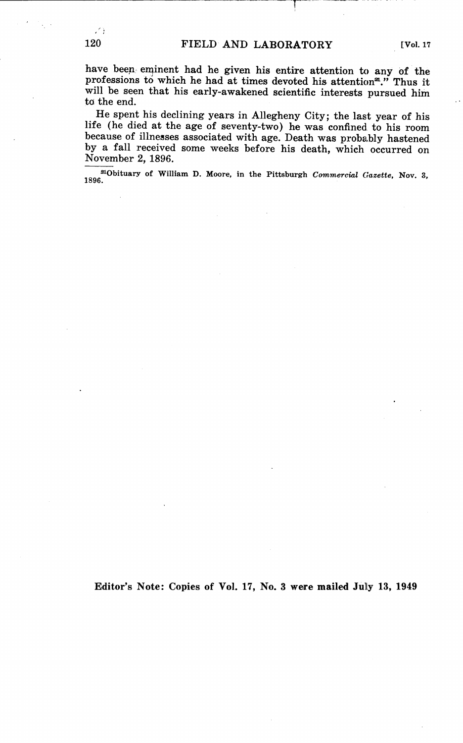have been eminent had he given his entire attention to any of the professions to which he had at times devoted his attention[21]." Thus it will be seen that his early-awakened scientific interests pursued him to the end.

He spent his declining years in Allegheny City; the last year of his life (he died at the age of seventy-two) he was confined to his room because of illnesses associated with age. Death was probably hastened by a fall received some weeks before his death, which occurred on November 2, 1896.

[21]Obituary of William D. Moore, in the Pittsburgh *Commercial Gazette*, Nov. 3, 1896.

**Editor's Note: Copies of Vol. 17, No. 3 were mailed July 13, 1949**